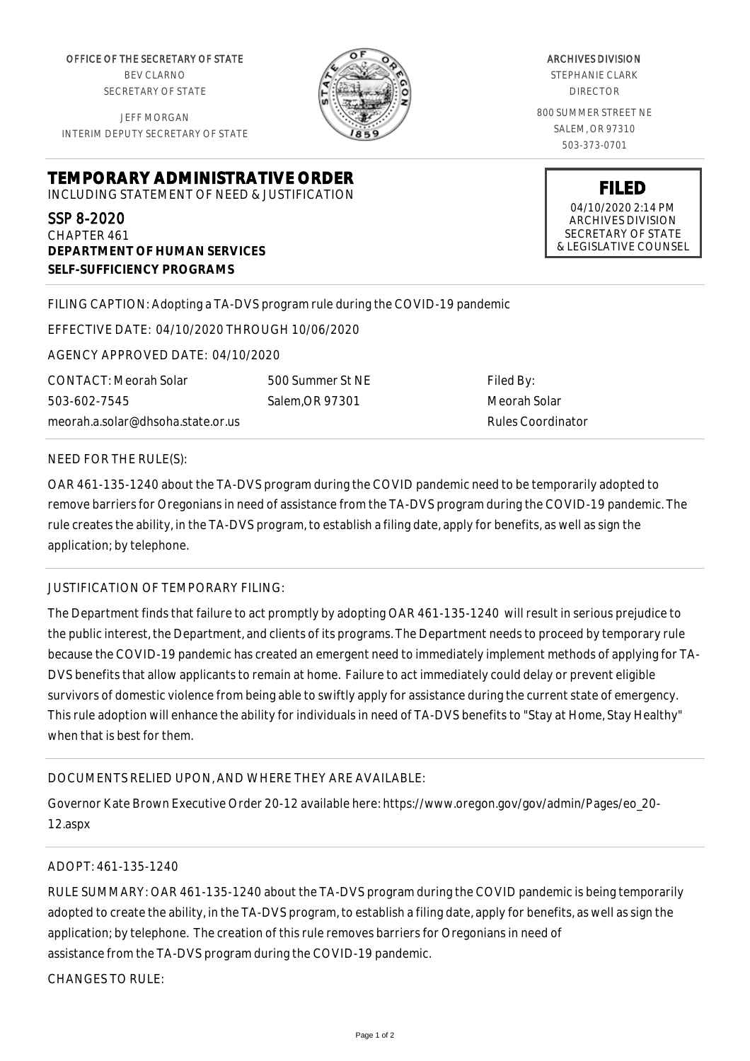OFFICE OF THE SECRETARY OF STATE
BEV CLARNO
SECRETARY OF STATE

JEFF MORGAN
INTERIM DEPUTY SECRETARY OF STATE

ARCHIVES DIVISION
STEPHANIE CLARK
DIRECTOR

800 SUMMER STREET NE
SALEM, OR 97310
503-373-0701

**FILED**
04/10/2020 2:14 PM
ARCHIVES DIVISION
SECRETARY OF STATE
& LEGISLATIVE COUNSEL

# TEMPORARY ADMINISTRATIVE ORDER

INCLUDING STATEMENT OF NEED & JUSTIFICATION

SSP 8-2020
CHAPTER 461
**DEPARTMENT OF HUMAN SERVICES**
**SELF-SUFFICIENCY PROGRAMS**

FILING CAPTION: Adopting a TA-DVS program rule during the COVID-19 pandemic

EFFECTIVE DATE: 04/10/2020 THROUGH 10/06/2020

AGENCY APPROVED DATE: 04/10/2020

CONTACT: Meorah Solar
503-602-7545
meorah.a.solar@dhsoha.state.or.us

500 Summer St NE
Salem,OR 97301

Filed By:
Meorah Solar
Rules Coordinator

NEED FOR THE RULE(S):

OAR 461-135-1240 about the TA-DVS program during the COVID pandemic need to be temporarily adopted to remove barriers for Oregonians in need of assistance from the TA-DVS program during the COVID-19 pandemic. The rule creates the ability, in the TA-DVS program, to establish a filing date, apply for benefits, as well as sign the application; by telephone.

JUSTIFICATION OF TEMPORARY FILING:

The Department finds that failure to act promptly by adopting OAR 461-135-1240 will result in serious prejudice to the public interest, the Department, and clients of its programs. The Department needs to proceed by temporary rule because the COVID-19 pandemic has created an emergent need to immediately implement methods of applying for TA-DVS benefits that allow applicants to remain at home. Failure to act immediately could delay or prevent eligible survivors of domestic violence from being able to swiftly apply for assistance during the current state of emergency. This rule adoption will enhance the ability for individuals in need of TA-DVS benefits to "Stay at Home, Stay Healthy" when that is best for them.

DOCUMENTS RELIED UPON, AND WHERE THEY ARE AVAILABLE:

Governor Kate Brown Executive Order 20-12 available here: https://www.oregon.gov/gov/admin/Pages/eo_20-12.aspx

ADOPT: 461-135-1240

RULE SUMMARY: OAR 461-135-1240 about the TA-DVS program during the COVID pandemic is being temporarily adopted to create the ability, in the TA-DVS program, to establish a filing date, apply for benefits, as well as sign the application; by telephone. The creation of this rule removes barriers for Oregonians in need of assistance from the TA-DVS program during the COVID-19 pandemic.

CHANGES TO RULE: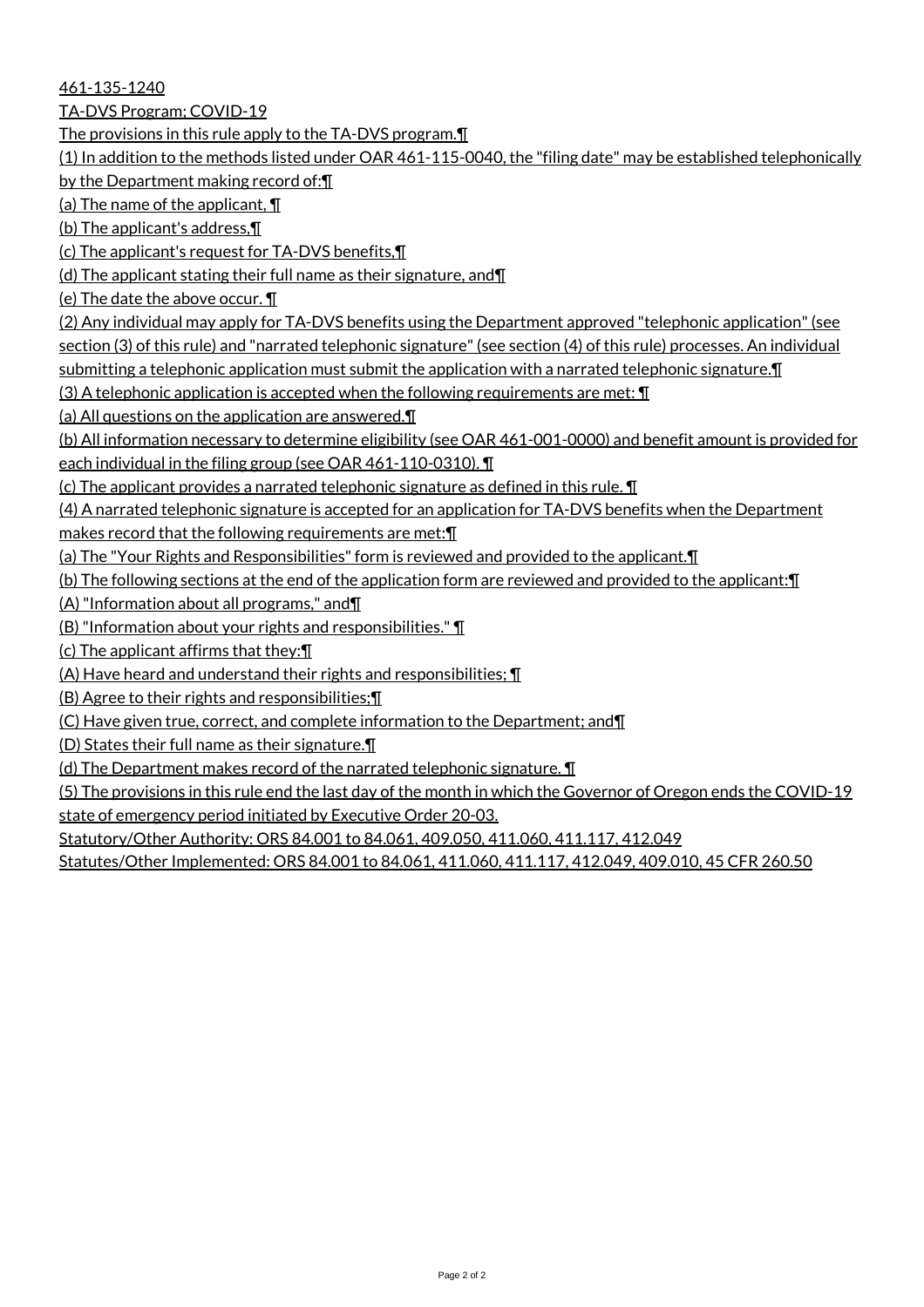461-135-1240

TA-DVS Program; COVID-19

The provisions in this rule apply to the TA-DVS program.¶

(1) In addition to the methods listed under OAR 461-115-0040, the "filing date" may be established telephonically by the Department making record of:¶

(a) The name of the applicant, ¶

(b) The applicant's address,¶

(c) The applicant's request for TA-DVS benefits,¶

(d) The applicant stating their full name as their signature, and¶

(e) The date the above occur. ¶

(2) Any individual may apply for TA-DVS benefits using the Department approved "telephonic application" (see section (3) of this rule) and "narrated telephonic signature" (see section (4) of this rule) processes. An individual submitting a telephonic application must submit the application with a narrated telephonic signature.¶

(3) A telephonic application is accepted when the following requirements are met: ¶

(a) All questions on the application are answered.¶

(b) All information necessary to determine eligibility (see OAR 461-001-0000) and benefit amount is provided for each individual in the filing group (see OAR 461-110-0310). ¶

(c) The applicant provides a narrated telephonic signature as defined in this rule. ¶

(4) A narrated telephonic signature is accepted for an application for TA-DVS benefits when the Department makes record that the following requirements are met:¶

(a) The "Your Rights and Responsibilities" form is reviewed and provided to the applicant.¶

(b) The following sections at the end of the application form are reviewed and provided to the applicant:¶

(A) "Information about all programs," and¶

(B) "Information about your rights and responsibilities." ¶

(c) The applicant affirms that they:¶

(A) Have heard and understand their rights and responsibilities; ¶

(B) Agree to their rights and responsibilities;¶

(C) Have given true, correct, and complete information to the Department; and¶

(D) States their full name as their signature.¶

(d) The Department makes record of the narrated telephonic signature. ¶

(5) The provisions in this rule end the last day of the month in which the Governor of Oregon ends the COVID-19 state of emergency period initiated by Executive Order 20-03.

Statutory/Other Authority: ORS 84.001 to 84.061, 409.050, 411.060, 411.117, 412.049

Statutes/Other Implemented: ORS 84.001 to 84.061, 411.060, 411.117, 412.049, 409.010, 45 CFR 260.50